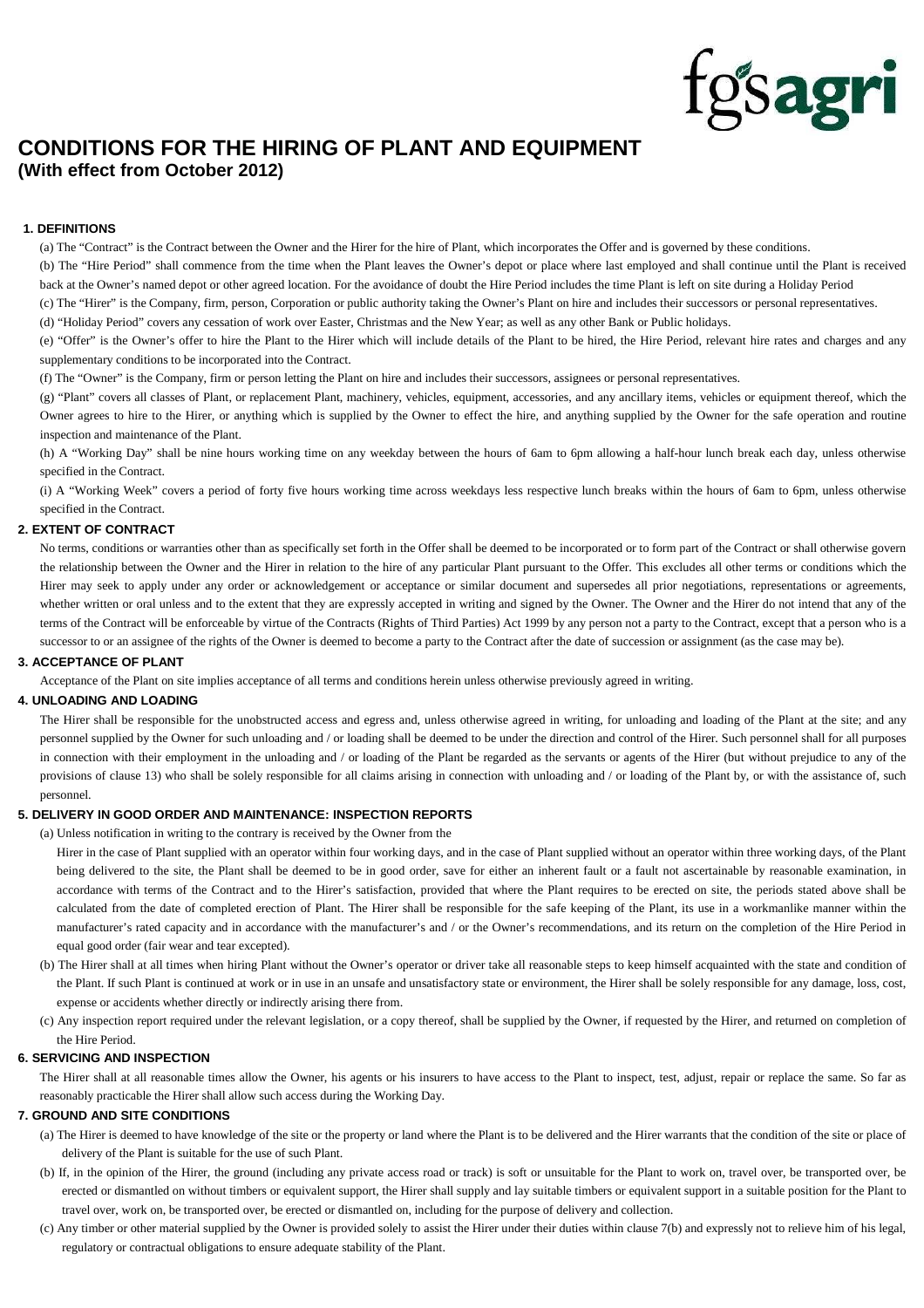fgsagri

# CONDITIONS FOR THE HIRING OF PLANT AND EQUIPMENT
**(With effect from October 2012)**

## 1. DEFINITIONS

(a) The "Contract" is the Contract between the Owner and the Hirer for the hire of Plant, which incorporates the Offer and is governed by these conditions.

(b) The "Hire Period" shall commence from the time when the Plant leaves the Owner's depot or place where last employed and shall continue until the Plant is received back at the Owner's named depot or other agreed location. For the avoidance of doubt the Hire Period includes the time Plant is left on site during a Holiday Period

(c) The "Hirer" is the Company, firm, person, Corporation or public authority taking the Owner's Plant on hire and includes their successors or personal representatives.

(d) "Holiday Period" covers any cessation of work over Easter, Christmas and the New Year; as well as any other Bank or Public holidays.

(e) "Offer" is the Owner's offer to hire the Plant to the Hirer which will include details of the Plant to be hired, the Hire Period, relevant hire rates and charges and any supplementary conditions to be incorporated into the Contract.

(f) The "Owner" is the Company, firm or person letting the Plant on hire and includes their successors, assignees or personal representatives.

(g) "Plant" covers all classes of Plant, or replacement Plant, machinery, vehicles, equipment, accessories, and any ancillary items, vehicles or equipment thereof, which the Owner agrees to hire to the Hirer, or anything which is supplied by the Owner to effect the hire, and anything supplied by the Owner for the safe operation and routine inspection and maintenance of the Plant.

(h) A "Working Day" shall be nine hours working time on any weekday between the hours of 6am to 6pm allowing a half-hour lunch break each day, unless otherwise specified in the Contract.

(i) A "Working Week" covers a period of forty five hours working time across weekdays less respective lunch breaks within the hours of 6am to 6pm, unless otherwise specified in the Contract.

## 2. EXTENT OF CONTRACT

No terms, conditions or warranties other than as specifically set forth in the Offer shall be deemed to be incorporated or to form part of the Contract or shall otherwise govern the relationship between the Owner and the Hirer in relation to the hire of any particular Plant pursuant to the Offer. This excludes all other terms or conditions which the Hirer may seek to apply under any order or acknowledgement or acceptance or similar document and supersedes all prior negotiations, representations or agreements, whether written or oral unless and to the extent that they are expressly accepted in writing and signed by the Owner. The Owner and the Hirer do not intend that any of the terms of the Contract will be enforceable by virtue of the Contracts (Rights of Third Parties) Act 1999 by any person not a party to the Contract, except that a person who is a successor to or an assignee of the rights of the Owner is deemed to become a party to the Contract after the date of succession or assignment (as the case may be).

## 3. ACCEPTANCE OF PLANT

Acceptance of the Plant on site implies acceptance of all terms and conditions herein unless otherwise previously agreed in writing.

## 4. UNLOADING AND LOADING

The Hirer shall be responsible for the unobstructed access and egress and, unless otherwise agreed in writing, for unloading and loading of the Plant at the site; and any personnel supplied by the Owner for such unloading and / or loading shall be deemed to be under the direction and control of the Hirer. Such personnel shall for all purposes in connection with their employment in the unloading and / or loading of the Plant be regarded as the servants or agents of the Hirer (but without prejudice to any of the provisions of clause 13) who shall be solely responsible for all claims arising in connection with unloading and / or loading of the Plant by, or with the assistance of, such personnel.

## 5. DELIVERY IN GOOD ORDER AND MAINTENANCE: INSPECTION REPORTS

(a) Unless notification in writing to the contrary is received by the Owner from the Hirer in the case of Plant supplied with an operator within four working days, and in the case of Plant supplied without an operator within three working days, of the Plant being delivered to the site, the Plant shall be deemed to be in good order, save for either an inherent fault or a fault not ascertainable by reasonable examination, in accordance with terms of the Contract and to the Hirer's satisfaction, provided that where the Plant requires to be erected on site, the periods stated above shall be calculated from the date of completed erection of Plant. The Hirer shall be responsible for the safe keeping of the Plant, its use in a workmanlike manner within the manufacturer's rated capacity and in accordance with the manufacturer's and / or the Owner's recommendations, and its return on the completion of the Hire Period in equal good order (fair wear and tear excepted).

(b) The Hirer shall at all times when hiring Plant without the Owner's operator or driver take all reasonable steps to keep himself acquainted with the state and condition of the Plant. If such Plant is continued at work or in use in an unsafe and unsatisfactory state or environment, the Hirer shall be solely responsible for any damage, loss, cost, expense or accidents whether directly or indirectly arising there from.

(c) Any inspection report required under the relevant legislation, or a copy thereof, shall be supplied by the Owner, if requested by the Hirer, and returned on completion of the Hire Period.

## 6. SERVICING AND INSPECTION

The Hirer shall at all reasonable times allow the Owner, his agents or his insurers to have access to the Plant to inspect, test, adjust, repair or replace the same. So far as reasonably practicable the Hirer shall allow such access during the Working Day.

## 7. GROUND AND SITE CONDITIONS

(a) The Hirer is deemed to have knowledge of the site or the property or land where the Plant is to be delivered and the Hirer warrants that the condition of the site or place of delivery of the Plant is suitable for the use of such Plant.

(b) If, in the opinion of the Hirer, the ground (including any private access road or track) is soft or unsuitable for the Plant to work on, travel over, be transported over, be erected or dismantled on without timbers or equivalent support, the Hirer shall supply and lay suitable timbers or equivalent support in a suitable position for the Plant to travel over, work on, be transported over, be erected or dismantled on, including for the purpose of delivery and collection.

(c) Any timber or other material supplied by the Owner is provided solely to assist the Hirer under their duties within clause 7(b) and expressly not to relieve him of his legal, regulatory or contractual obligations to ensure adequate stability of the Plant.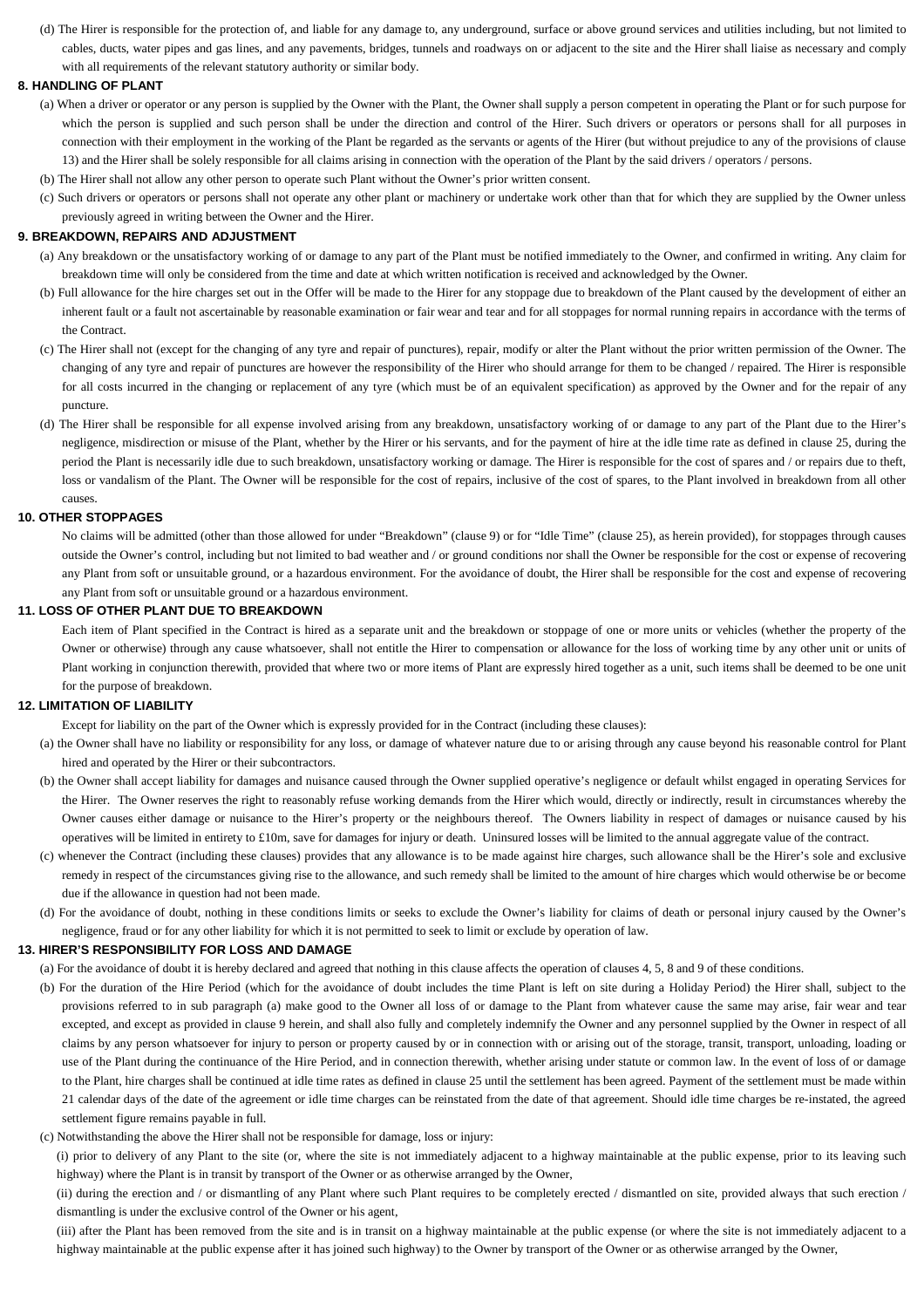(d) The Hirer is responsible for the protection of, and liable for any damage to, any underground, surface or above ground services and utilities including, but not limited to cables, ducts, water pipes and gas lines, and any pavements, bridges, tunnels and roadways on or adjacent to the site and the Hirer shall liaise as necessary and comply with all requirements of the relevant statutory authority or similar body.

**8. HANDLING OF PLANT**

(a) When a driver or operator or any person is supplied by the Owner with the Plant, the Owner shall supply a person competent in operating the Plant or for such purpose for which the person is supplied and such person shall be under the direction and control of the Hirer. Such drivers or operators or persons shall for all purposes in connection with their employment in the working of the Plant be regarded as the servants or agents of the Hirer (but without prejudice to any of the provisions of clause 13) and the Hirer shall be solely responsible for all claims arising in connection with the operation of the Plant by the said drivers / operators / persons.

(b) The Hirer shall not allow any other person to operate such Plant without the Owner's prior written consent.

(c) Such drivers or operators or persons shall not operate any other plant or machinery or undertake work other than that for which they are supplied by the Owner unless previously agreed in writing between the Owner and the Hirer.

**9. BREAKDOWN, REPAIRS AND ADJUSTMENT**

(a) Any breakdown or the unsatisfactory working of or damage to any part of the Plant must be notified immediately to the Owner, and confirmed in writing. Any claim for breakdown time will only be considered from the time and date at which written notification is received and acknowledged by the Owner.

(b) Full allowance for the hire charges set out in the Offer will be made to the Hirer for any stoppage due to breakdown of the Plant caused by the development of either an inherent fault or a fault not ascertainable by reasonable examination or fair wear and tear and for all stoppages for normal running repairs in accordance with the terms of the Contract.

(c) The Hirer shall not (except for the changing of any tyre and repair of punctures), repair, modify or alter the Plant without the prior written permission of the Owner. The changing of any tyre and repair of punctures are however the responsibility of the Hirer who should arrange for them to be changed / repaired. The Hirer is responsible for all costs incurred in the changing or replacement of any tyre (which must be of an equivalent specification) as approved by the Owner and for the repair of any puncture.

(d) The Hirer shall be responsible for all expense involved arising from any breakdown, unsatisfactory working of or damage to any part of the Plant due to the Hirer's negligence, misdirection or misuse of the Plant, whether by the Hirer or his servants, and for the payment of hire at the idle time rate as defined in clause 25, during the period the Plant is necessarily idle due to such breakdown, unsatisfactory working or damage. The Hirer is responsible for the cost of spares and / or repairs due to theft, loss or vandalism of the Plant. The Owner will be responsible for the cost of repairs, inclusive of the cost of spares, to the Plant involved in breakdown from all other causes.

**10. OTHER STOPPAGES**

No claims will be admitted (other than those allowed for under "Breakdown" (clause 9) or for "Idle Time" (clause 25), as herein provided), for stoppages through causes outside the Owner's control, including but not limited to bad weather and / or ground conditions nor shall the Owner be responsible for the cost or expense of recovering any Plant from soft or unsuitable ground, or a hazardous environment. For the avoidance of doubt, the Hirer shall be responsible for the cost and expense of recovering any Plant from soft or unsuitable ground or a hazardous environment.

**11. LOSS OF OTHER PLANT DUE TO BREAKDOWN**

Each item of Plant specified in the Contract is hired as a separate unit and the breakdown or stoppage of one or more units or vehicles (whether the property of the Owner or otherwise) through any cause whatsoever, shall not entitle the Hirer to compensation or allowance for the loss of working time by any other unit or units of Plant working in conjunction therewith, provided that where two or more items of Plant are expressly hired together as a unit, such items shall be deemed to be one unit for the purpose of breakdown.

**12. LIMITATION OF LIABILITY**

Except for liability on the part of the Owner which is expressly provided for in the Contract (including these clauses):

(a) the Owner shall have no liability or responsibility for any loss, or damage of whatever nature due to or arising through any cause beyond his reasonable control for Plant hired and operated by the Hirer or their subcontractors.

(b) the Owner shall accept liability for damages and nuisance caused through the Owner supplied operative's negligence or default whilst engaged in operating Services for the Hirer. The Owner reserves the right to reasonably refuse working demands from the Hirer which would, directly or indirectly, result in circumstances whereby the Owner causes either damage or nuisance to the Hirer's property or the neighbours thereof. The Owners liability in respect of damages or nuisance caused by his operatives will be limited in entirety to £10m, save for damages for injury or death. Uninsured losses will be limited to the annual aggregate value of the contract.

(c) whenever the Contract (including these clauses) provides that any allowance is to be made against hire charges, such allowance shall be the Hirer's sole and exclusive remedy in respect of the circumstances giving rise to the allowance, and such remedy shall be limited to the amount of hire charges which would otherwise be or become due if the allowance in question had not been made.

(d) For the avoidance of doubt, nothing in these conditions limits or seeks to exclude the Owner's liability for claims of death or personal injury caused by the Owner's negligence, fraud or for any other liability for which it is not permitted to seek to limit or exclude by operation of law.

**13. HIRER'S RESPONSIBILITY FOR LOSS AND DAMAGE**

(a) For the avoidance of doubt it is hereby declared and agreed that nothing in this clause affects the operation of clauses 4, 5, 8 and 9 of these conditions.

(b) For the duration of the Hire Period (which for the avoidance of doubt includes the time Plant is left on site during a Holiday Period) the Hirer shall, subject to the provisions referred to in sub paragraph (a) make good to the Owner all loss of or damage to the Plant from whatever cause the same may arise, fair wear and tear excepted, and except as provided in clause 9 herein, and shall also fully and completely indemnify the Owner and any personnel supplied by the Owner in respect of all claims by any person whatsoever for injury to person or property caused by or in connection with or arising out of the storage, transit, transport, unloading, loading or use of the Plant during the continuance of the Hire Period, and in connection therewith, whether arising under statute or common law. In the event of loss of or damage to the Plant, hire charges shall be continued at idle time rates as defined in clause 25 until the settlement has been agreed. Payment of the settlement must be made within 21 calendar days of the date of the agreement or idle time charges can be reinstated from the date of that agreement. Should idle time charges be re-instated, the agreed settlement figure remains payable in full.

(c) Notwithstanding the above the Hirer shall not be responsible for damage, loss or injury:

(i) prior to delivery of any Plant to the site (or, where the site is not immediately adjacent to a highway maintainable at the public expense, prior to its leaving such highway) where the Plant is in transit by transport of the Owner or as otherwise arranged by the Owner,

(ii) during the erection and / or dismantling of any Plant where such Plant requires to be completely erected / dismantled on site, provided always that such erection / dismantling is under the exclusive control of the Owner or his agent,

(iii) after the Plant has been removed from the site and is in transit on a highway maintainable at the public expense (or where the site is not immediately adjacent to a highway maintainable at the public expense after it has joined such highway) to the Owner by transport of the Owner or as otherwise arranged by the Owner,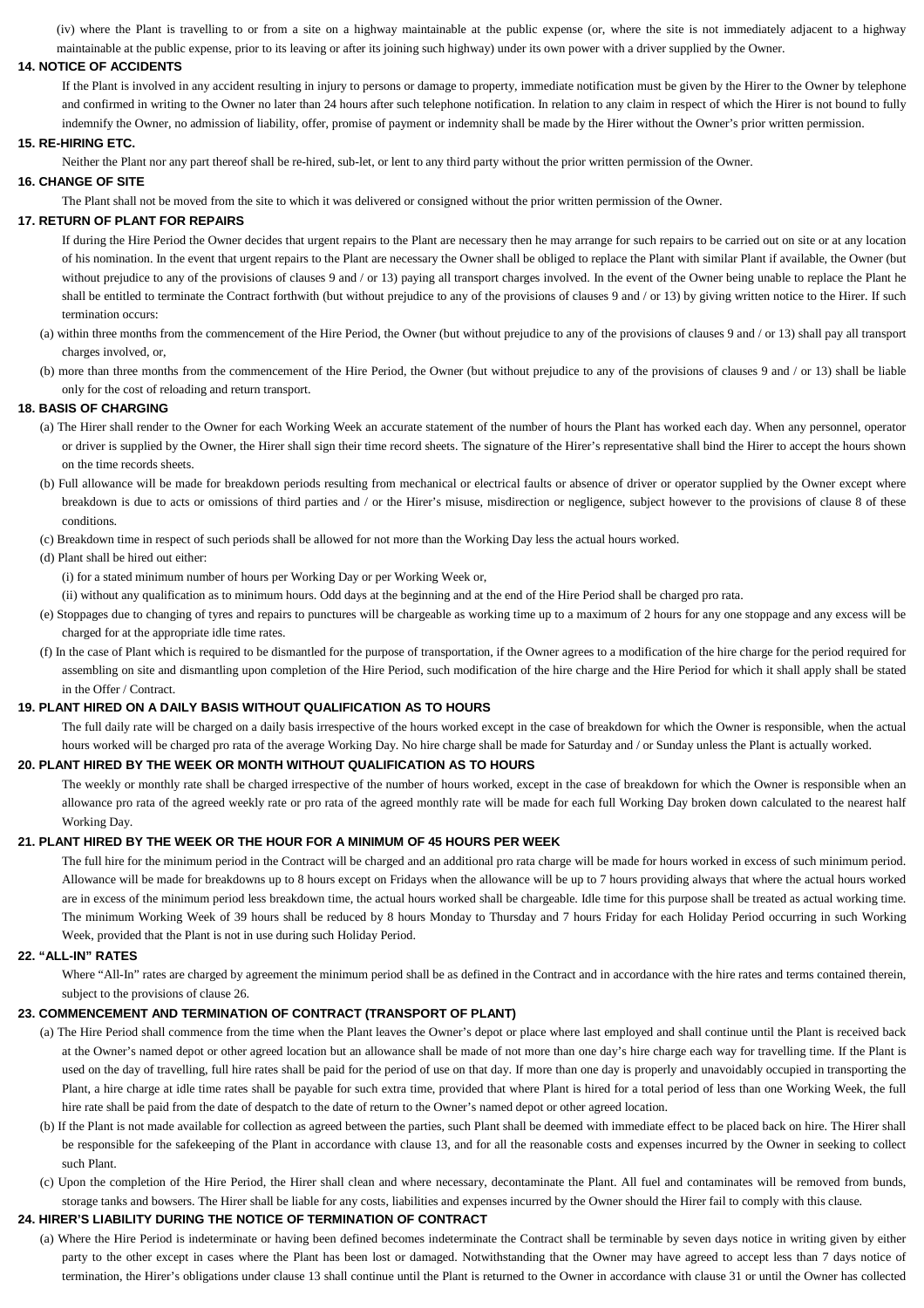(iv) where the Plant is travelling to or from a site on a highway maintainable at the public expense (or, where the site is not immediately adjacent to a highway maintainable at the public expense, prior to its leaving or after its joining such highway) under its own power with a driver supplied by the Owner.

**14. NOTICE OF ACCIDENTS**

If the Plant is involved in any accident resulting in injury to persons or damage to property, immediate notification must be given by the Hirer to the Owner by telephone and confirmed in writing to the Owner no later than 24 hours after such telephone notification. In relation to any claim in respect of which the Hirer is not bound to fully indemnify the Owner, no admission of liability, offer, promise of payment or indemnity shall be made by the Hirer without the Owner's prior written permission.

**15. RE-HIRING ETC.**

Neither the Plant nor any part thereof shall be re-hired, sub-let, or lent to any third party without the prior written permission of the Owner.

**16. CHANGE OF SITE**

The Plant shall not be moved from the site to which it was delivered or consigned without the prior written permission of the Owner.

**17. RETURN OF PLANT FOR REPAIRS**

If during the Hire Period the Owner decides that urgent repairs to the Plant are necessary then he may arrange for such repairs to be carried out on site or at any location of his nomination. In the event that urgent repairs to the Plant are necessary the Owner shall be obliged to replace the Plant with similar Plant if available, the Owner (but without prejudice to any of the provisions of clauses 9 and / or 13) paying all transport charges involved. In the event of the Owner being unable to replace the Plant he shall be entitled to terminate the Contract forthwith (but without prejudice to any of the provisions of clauses 9 and / or 13) by giving written notice to the Hirer. If such termination occurs:

(a) within three months from the commencement of the Hire Period, the Owner (but without prejudice to any of the provisions of clauses 9 and / or 13) shall pay all transport charges involved, or,

(b) more than three months from the commencement of the Hire Period, the Owner (but without prejudice to any of the provisions of clauses 9 and / or 13) shall be liable only for the cost of reloading and return transport.

**18. BASIS OF CHARGING**

(a) The Hirer shall render to the Owner for each Working Week an accurate statement of the number of hours the Plant has worked each day. When any personnel, operator or driver is supplied by the Owner, the Hirer shall sign their time record sheets. The signature of the Hirer's representative shall bind the Hirer to accept the hours shown on the time records sheets.

(b) Full allowance will be made for breakdown periods resulting from mechanical or electrical faults or absence of driver or operator supplied by the Owner except where breakdown is due to acts or omissions of third parties and / or the Hirer's misuse, misdirection or negligence, subject however to the provisions of clause 8 of these conditions.

(c) Breakdown time in respect of such periods shall be allowed for not more than the Working Day less the actual hours worked.

(d) Plant shall be hired out either:

(i) for a stated minimum number of hours per Working Day or per Working Week or,

(ii) without any qualification as to minimum hours. Odd days at the beginning and at the end of the Hire Period shall be charged pro rata.

(e) Stoppages due to changing of tyres and repairs to punctures will be chargeable as working time up to a maximum of 2 hours for any one stoppage and any excess will be charged for at the appropriate idle time rates.

(f) In the case of Plant which is required to be dismantled for the purpose of transportation, if the Owner agrees to a modification of the hire charge for the period required for assembling on site and dismantling upon completion of the Hire Period, such modification of the hire charge and the Hire Period for which it shall apply shall be stated in the Offer / Contract.

**19. PLANT HIRED ON A DAILY BASIS WITHOUT QUALIFICATION AS TO HOURS**

The full daily rate will be charged on a daily basis irrespective of the hours worked except in the case of breakdown for which the Owner is responsible, when the actual hours worked will be charged pro rata of the average Working Day. No hire charge shall be made for Saturday and / or Sunday unless the Plant is actually worked.

**20. PLANT HIRED BY THE WEEK OR MONTH WITHOUT QUALIFICATION AS TO HOURS**

The weekly or monthly rate shall be charged irrespective of the number of hours worked, except in the case of breakdown for which the Owner is responsible when an allowance pro rata of the agreed weekly rate or pro rata of the agreed monthly rate will be made for each full Working Day broken down calculated to the nearest half Working Day.

**21. PLANT HIRED BY THE WEEK OR THE HOUR FOR A MINIMUM OF 45 HOURS PER WEEK**

The full hire for the minimum period in the Contract will be charged and an additional pro rata charge will be made for hours worked in excess of such minimum period. Allowance will be made for breakdowns up to 8 hours except on Fridays when the allowance will be up to 7 hours providing always that where the actual hours worked are in excess of the minimum period less breakdown time, the actual hours worked shall be chargeable. Idle time for this purpose shall be treated as actual working time. The minimum Working Week of 39 hours shall be reduced by 8 hours Monday to Thursday and 7 hours Friday for each Holiday Period occurring in such Working Week, provided that the Plant is not in use during such Holiday Period.

**22. "ALL-IN" RATES**

Where "All-In" rates are charged by agreement the minimum period shall be as defined in the Contract and in accordance with the hire rates and terms contained therein, subject to the provisions of clause 26.

**23. COMMENCEMENT AND TERMINATION OF CONTRACT (TRANSPORT OF PLANT)**

(a) The Hire Period shall commence from the time when the Plant leaves the Owner's depot or place where last employed and shall continue until the Plant is received back at the Owner's named depot or other agreed location but an allowance shall be made of not more than one day's hire charge each way for travelling time. If the Plant is used on the day of travelling, full hire rates shall be paid for the period of use on that day. If more than one day is properly and unavoidably occupied in transporting the Plant, a hire charge at idle time rates shall be payable for such extra time, provided that where Plant is hired for a total period of less than one Working Week, the full hire rate shall be paid from the date of despatch to the date of return to the Owner's named depot or other agreed location.

(b) If the Plant is not made available for collection as agreed between the parties, such Plant shall be deemed with immediate effect to be placed back on hire. The Hirer shall be responsible for the safekeeping of the Plant in accordance with clause 13, and for all the reasonable costs and expenses incurred by the Owner in seeking to collect such Plant.

(c) Upon the completion of the Hire Period, the Hirer shall clean and where necessary, decontaminate the Plant. All fuel and contaminates will be removed from bunds, storage tanks and bowsers. The Hirer shall be liable for any costs, liabilities and expenses incurred by the Owner should the Hirer fail to comply with this clause.

**24. HIRER'S LIABILITY DURING THE NOTICE OF TERMINATION OF CONTRACT**

(a) Where the Hire Period is indeterminate or having been defined becomes indeterminate the Contract shall be terminable by seven days notice in writing given by either party to the other except in cases where the Plant has been lost or damaged. Notwithstanding that the Owner may have agreed to accept less than 7 days notice of termination, the Hirer's obligations under clause 13 shall continue until the Plant is returned to the Owner in accordance with clause 31 or until the Owner has collected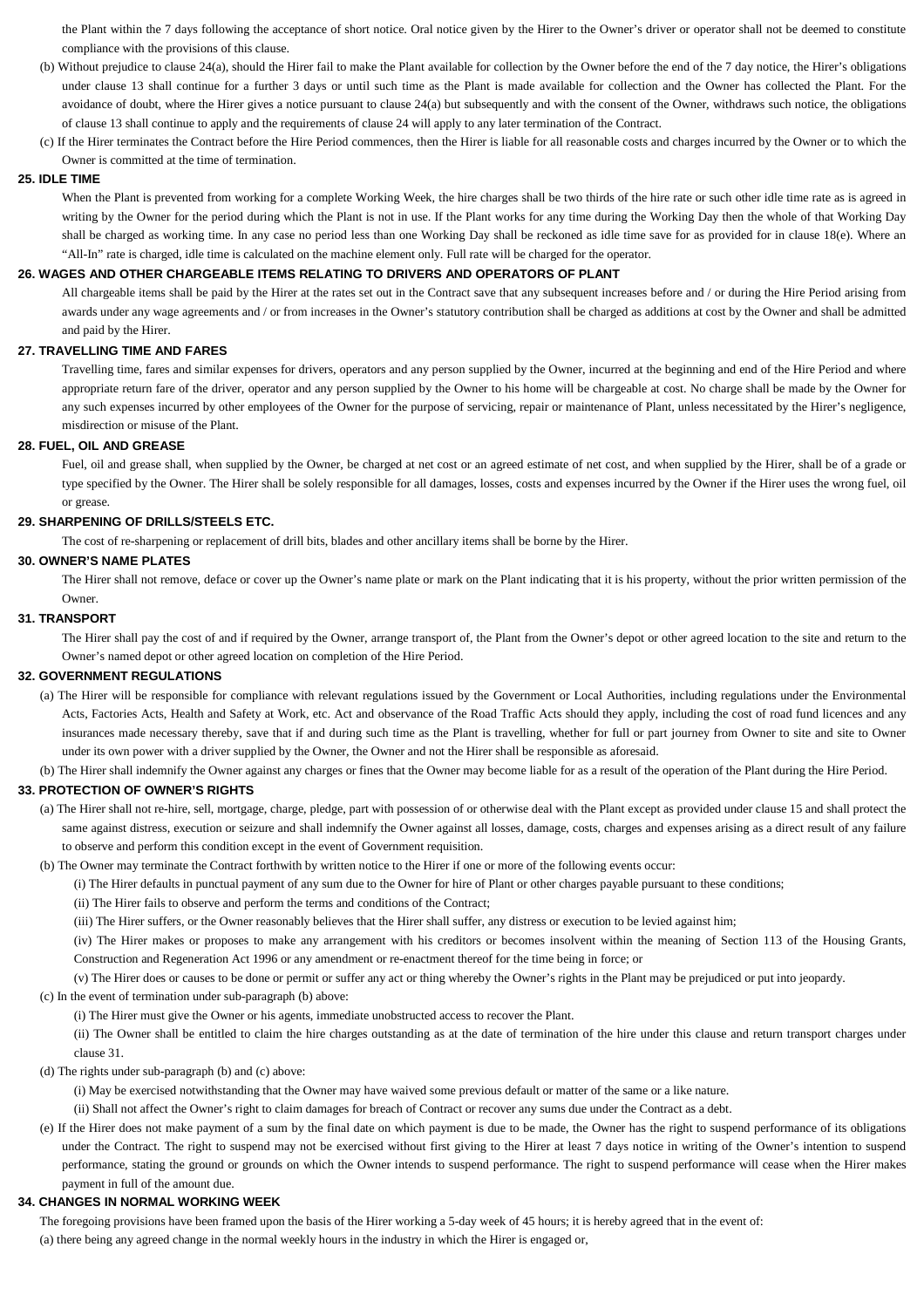the Plant within the 7 days following the acceptance of short notice. Oral notice given by the Hirer to the Owner's driver or operator shall not be deemed to constitute compliance with the provisions of this clause.

(b) Without prejudice to clause 24(a), should the Hirer fail to make the Plant available for collection by the Owner before the end of the 7 day notice, the Hirer's obligations under clause 13 shall continue for a further 3 days or until such time as the Plant is made available for collection and the Owner has collected the Plant. For the avoidance of doubt, where the Hirer gives a notice pursuant to clause 24(a) but subsequently and with the consent of the Owner, withdraws such notice, the obligations of clause 13 shall continue to apply and the requirements of clause 24 will apply to any later termination of the Contract.

(c) If the Hirer terminates the Contract before the Hire Period commences, then the Hirer is liable for all reasonable costs and charges incurred by the Owner or to which the Owner is committed at the time of termination.

**25. IDLE TIME**

When the Plant is prevented from working for a complete Working Week, the hire charges shall be two thirds of the hire rate or such other idle time rate as is agreed in writing by the Owner for the period during which the Plant is not in use. If the Plant works for any time during the Working Day then the whole of that Working Day shall be charged as working time. In any case no period less than one Working Day shall be reckoned as idle time save for as provided for in clause 18(e). Where an "All-In" rate is charged, idle time is calculated on the machine element only. Full rate will be charged for the operator.

**26. WAGES AND OTHER CHARGEABLE ITEMS RELATING TO DRIVERS AND OPERATORS OF PLANT**

All chargeable items shall be paid by the Hirer at the rates set out in the Contract save that any subsequent increases before and / or during the Hire Period arising from awards under any wage agreements and / or from increases in the Owner's statutory contribution shall be charged as additions at cost by the Owner and shall be admitted and paid by the Hirer.

**27. TRAVELLING TIME AND FARES**

Travelling time, fares and similar expenses for drivers, operators and any person supplied by the Owner, incurred at the beginning and end of the Hire Period and where appropriate return fare of the driver, operator and any person supplied by the Owner to his home will be chargeable at cost. No charge shall be made by the Owner for any such expenses incurred by other employees of the Owner for the purpose of servicing, repair or maintenance of Plant, unless necessitated by the Hirer's negligence, misdirection or misuse of the Plant.

**28. FUEL, OIL AND GREASE**

Fuel, oil and grease shall, when supplied by the Owner, be charged at net cost or an agreed estimate of net cost, and when supplied by the Hirer, shall be of a grade or type specified by the Owner. The Hirer shall be solely responsible for all damages, losses, costs and expenses incurred by the Owner if the Hirer uses the wrong fuel, oil or grease.

**29. SHARPENING OF DRILLS/STEELS ETC.**

The cost of re-sharpening or replacement of drill bits, blades and other ancillary items shall be borne by the Hirer.

**30. OWNER'S NAME PLATES**

The Hirer shall not remove, deface or cover up the Owner's name plate or mark on the Plant indicating that it is his property, without the prior written permission of the Owner.

**31. TRANSPORT**

The Hirer shall pay the cost of and if required by the Owner, arrange transport of, the Plant from the Owner's depot or other agreed location to the site and return to the Owner's named depot or other agreed location on completion of the Hire Period.

**32. GOVERNMENT REGULATIONS**

(a) The Hirer will be responsible for compliance with relevant regulations issued by the Government or Local Authorities, including regulations under the Environmental Acts, Factories Acts, Health and Safety at Work, etc. Act and observance of the Road Traffic Acts should they apply, including the cost of road fund licences and any insurances made necessary thereby, save that if and during such time as the Plant is travelling, whether for full or part journey from Owner to site and site to Owner under its own power with a driver supplied by the Owner, the Owner and not the Hirer shall be responsible as aforesaid.

(b) The Hirer shall indemnify the Owner against any charges or fines that the Owner may become liable for as a result of the operation of the Plant during the Hire Period.

**33. PROTECTION OF OWNER'S RIGHTS**

(a) The Hirer shall not re-hire, sell, mortgage, charge, pledge, part with possession of or otherwise deal with the Plant except as provided under clause 15 and shall protect the same against distress, execution or seizure and shall indemnify the Owner against all losses, damage, costs, charges and expenses arising as a direct result of any failure to observe and perform this condition except in the event of Government requisition.

(b) The Owner may terminate the Contract forthwith by written notice to the Hirer if one or more of the following events occur:

(i) The Hirer defaults in punctual payment of any sum due to the Owner for hire of Plant or other charges payable pursuant to these conditions;

(ii) The Hirer fails to observe and perform the terms and conditions of the Contract;

(iii) The Hirer suffers, or the Owner reasonably believes that the Hirer shall suffer, any distress or execution to be levied against him;

(iv) The Hirer makes or proposes to make any arrangement with his creditors or becomes insolvent within the meaning of Section 113 of the Housing Grants, Construction and Regeneration Act 1996 or any amendment or re-enactment thereof for the time being in force; or

(v) The Hirer does or causes to be done or permit or suffer any act or thing whereby the Owner's rights in the Plant may be prejudiced or put into jeopardy.

(c) In the event of termination under sub-paragraph (b) above:

(i) The Hirer must give the Owner or his agents, immediate unobstructed access to recover the Plant.

(ii) The Owner shall be entitled to claim the hire charges outstanding as at the date of termination of the hire under this clause and return transport charges under clause 31.

(d) The rights under sub-paragraph (b) and (c) above:

(i) May be exercised notwithstanding that the Owner may have waived some previous default or matter of the same or a like nature.

(ii) Shall not affect the Owner's right to claim damages for breach of Contract or recover any sums due under the Contract as a debt.

(e) If the Hirer does not make payment of a sum by the final date on which payment is due to be made, the Owner has the right to suspend performance of its obligations under the Contract. The right to suspend may not be exercised without first giving to the Hirer at least 7 days notice in writing of the Owner's intention to suspend performance, stating the ground or grounds on which the Owner intends to suspend performance. The right to suspend performance will cease when the Hirer makes payment in full of the amount due.

**34. CHANGES IN NORMAL WORKING WEEK**

The foregoing provisions have been framed upon the basis of the Hirer working a 5-day week of 45 hours; it is hereby agreed that in the event of:

(a) there being any agreed change in the normal weekly hours in the industry in which the Hirer is engaged or,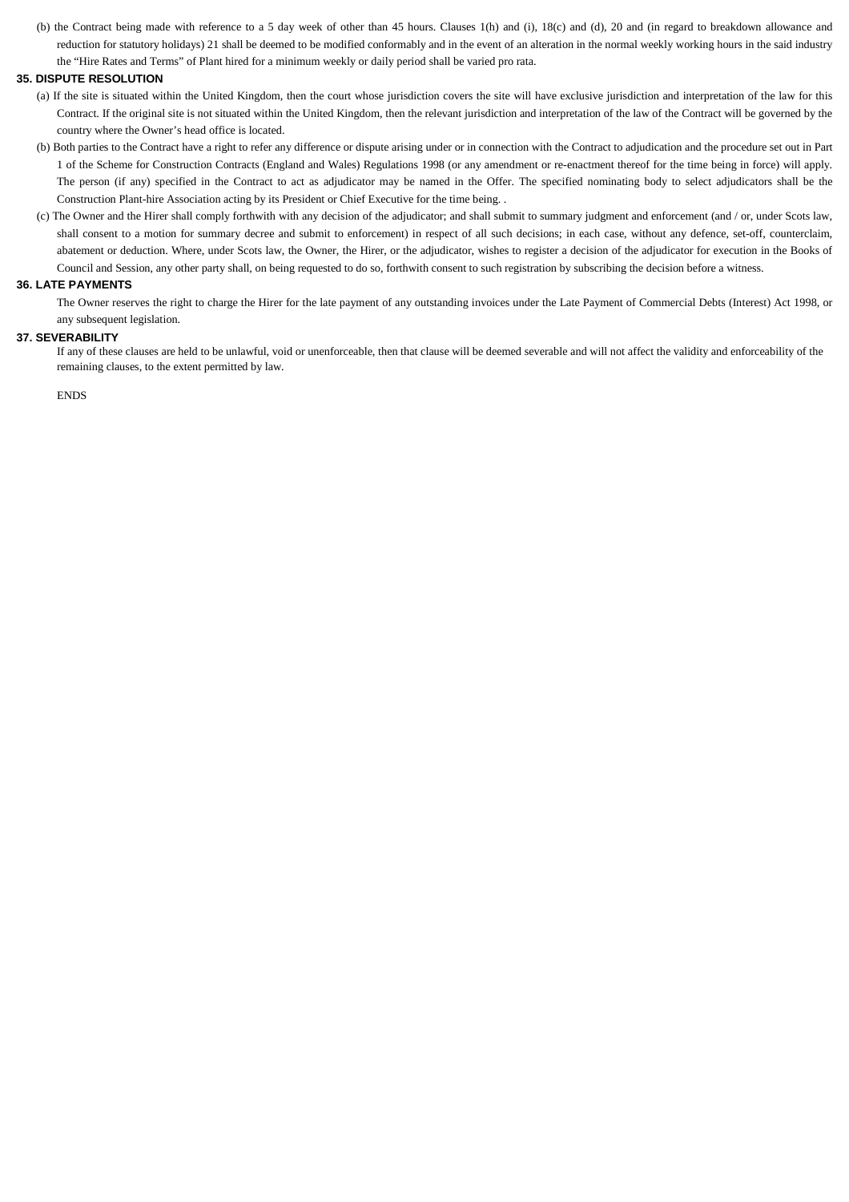(b) the Contract being made with reference to a 5 day week of other than 45 hours. Clauses 1(h) and (i), 18(c) and (d), 20 and (in regard to breakdown allowance and reduction for statutory holidays) 21 shall be deemed to be modified conformably and in the event of an alteration in the normal weekly working hours in the said industry the "Hire Rates and Terms" of Plant hired for a minimum weekly or daily period shall be varied pro rata.

**35. DISPUTE RESOLUTION**

(a) If the site is situated within the United Kingdom, then the court whose jurisdiction covers the site will have exclusive jurisdiction and interpretation of the law for this Contract. If the original site is not situated within the United Kingdom, then the relevant jurisdiction and interpretation of the law of the Contract will be governed by the country where the Owner's head office is located.

(b) Both parties to the Contract have a right to refer any difference or dispute arising under or in connection with the Contract to adjudication and the procedure set out in Part 1 of the Scheme for Construction Contracts (England and Wales) Regulations 1998 (or any amendment or re-enactment thereof for the time being in force) will apply. The person (if any) specified in the Contract to act as adjudicator may be named in the Offer. The specified nominating body to select adjudicators shall be the Construction Plant-hire Association acting by its President or Chief Executive for the time being. .

(c) The Owner and the Hirer shall comply forthwith with any decision of the adjudicator; and shall submit to summary judgment and enforcement (and / or, under Scots law, shall consent to a motion for summary decree and submit to enforcement) in respect of all such decisions; in each case, without any defence, set-off, counterclaim, abatement or deduction. Where, under Scots law, the Owner, the Hirer, or the adjudicator, wishes to register a decision of the adjudicator for execution in the Books of Council and Session, any other party shall, on being requested to do so, forthwith consent to such registration by subscribing the decision before a witness.

**36. LATE PAYMENTS**

The Owner reserves the right to charge the Hirer for the late payment of any outstanding invoices under the Late Payment of Commercial Debts (Interest) Act 1998, or any subsequent legislation.

**37. SEVERABILITY**

If any of these clauses are held to be unlawful, void or unenforceable, then that clause will be deemed severable and will not affect the validity and enforceability of the remaining clauses, to the extent permitted by law.

ENDS